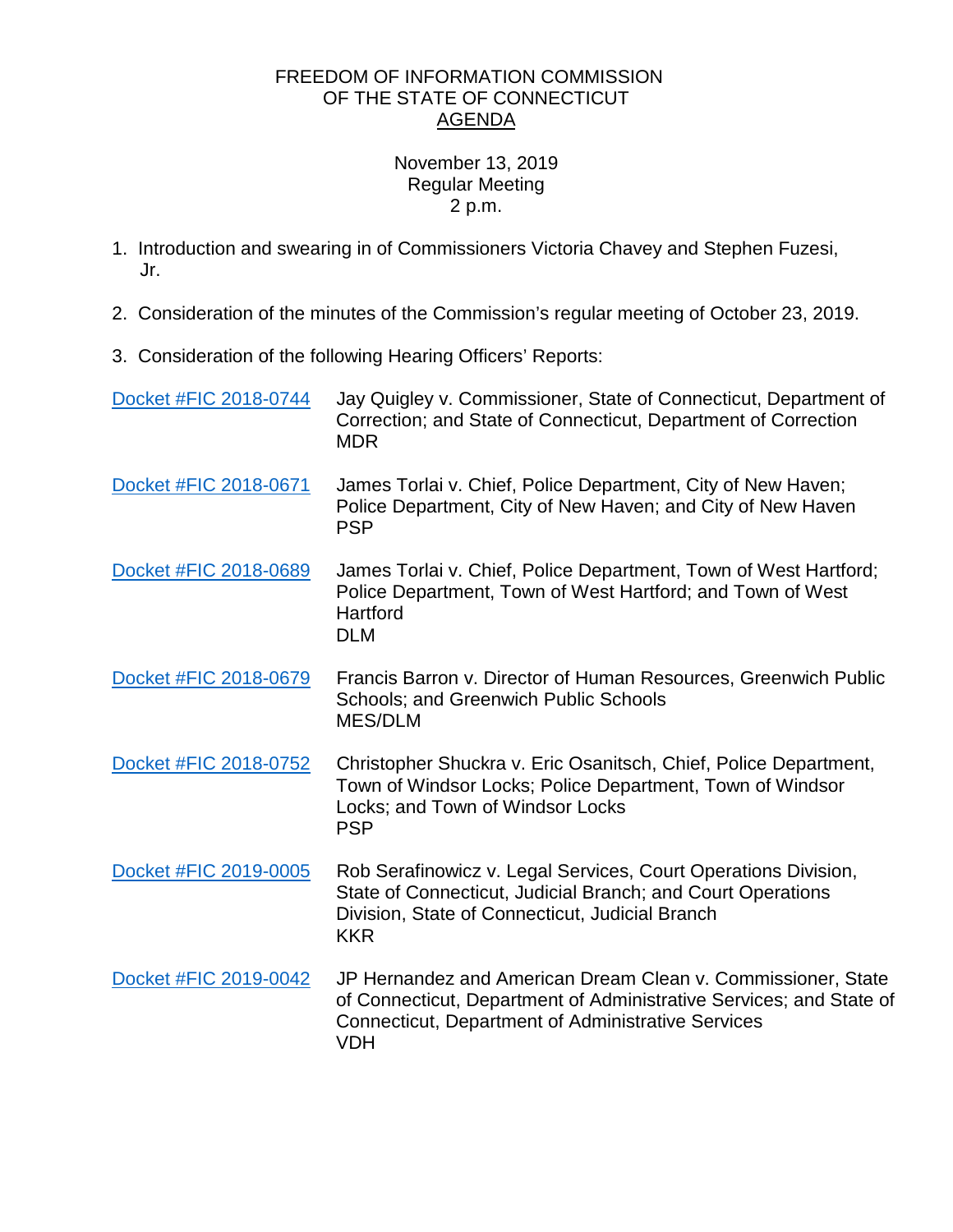FREEDOM OF INFORMATION COMMISSION
OF THE STATE OF CONNECTICUT
AGENDA

November 13, 2019
Regular Meeting
2 p.m.

1. Introduction and swearing in of Commissioners Victoria Chavey and Stephen Fuzesi, Jr.

2. Consideration of the minutes of the Commission's regular meeting of October 23, 2019.

3. Consideration of the following Hearing Officers' Reports:

| | |
|---|---|
| Docket #FIC 2018-0744 | Jay Quigley v. Commissioner, State of Connecticut, Department of Correction; and State of Connecticut, Department of Correction<br>MDR |
| Docket #FIC 2018-0671 | James Torlai v. Chief, Police Department, City of New Haven; Police Department, City of New Haven; and City of New Haven<br>PSP |
| Docket #FIC 2018-0689 | James Torlai v. Chief, Police Department, Town of West Hartford; Police Department, Town of West Hartford; and Town of West Hartford<br>DLM |
| Docket #FIC 2018-0679 | Francis Barron v. Director of Human Resources, Greenwich Public Schools; and Greenwich Public Schools<br>MES/DLM |
| Docket #FIC 2018-0752 | Christopher Shuckra v. Eric Osanitsch, Chief, Police Department, Town of Windsor Locks; Police Department, Town of Windsor Locks; and Town of Windsor Locks<br>PSP |
| Docket #FIC 2019-0005 | Rob Serafinowicz v. Legal Services, Court Operations Division, State of Connecticut, Judicial Branch; and Court Operations Division, State of Connecticut, Judicial Branch<br>KKR |
| Docket #FIC 2019-0042 | JP Hernandez and American Dream Clean v. Commissioner, State of Connecticut, Department of Administrative Services; and State of Connecticut, Department of Administrative Services<br>VDH |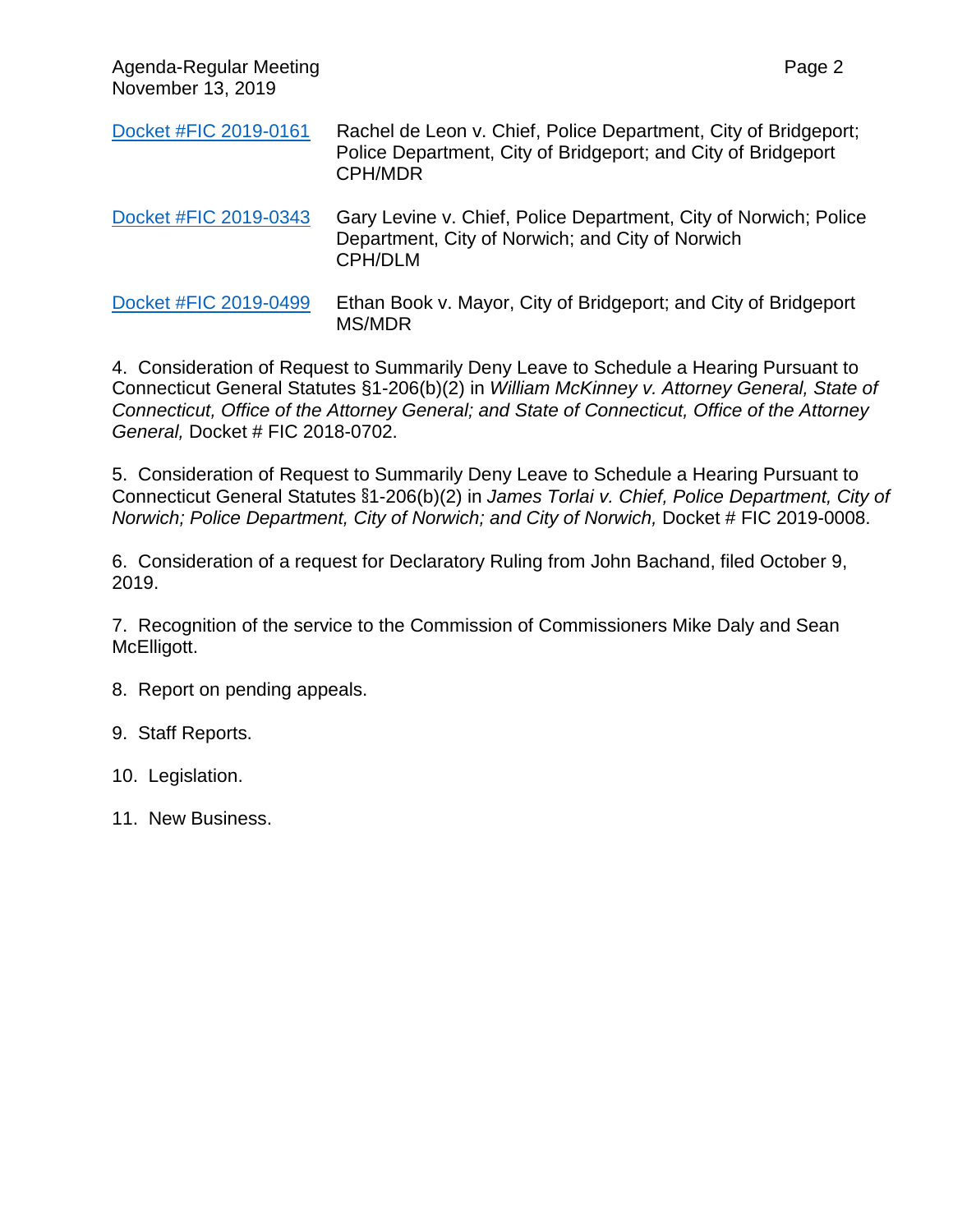Docket #FIC 2019-0161 — Rachel de Leon v. Chief, Police Department, City of Bridgeport; Police Department, City of Bridgeport; and City of Bridgeport
CPH/MDR

Docket #FIC 2019-0343 — Gary Levine v. Chief, Police Department, City of Norwich; Police Department, City of Norwich; and City of Norwich
CPH/DLM

Docket #FIC 2019-0499 — Ethan Book v. Mayor, City of Bridgeport; and City of Bridgeport
MS/MDR

4. Consideration of Request to Summarily Deny Leave to Schedule a Hearing Pursuant to Connecticut General Statutes §1-206(b)(2) in *William McKinney v. Attorney General, State of Connecticut, Office of the Attorney General; and State of Connecticut, Office of the Attorney General,* Docket # FIC 2018-0702.

5. Consideration of Request to Summarily Deny Leave to Schedule a Hearing Pursuant to Connecticut General Statutes §1-206(b)(2) in *James Torlai v. Chief, Police Department, City of Norwich; Police Department, City of Norwich; and City of Norwich,* Docket # FIC 2019-0008.

6. Consideration of a request for Declaratory Ruling from John Bachand, filed October 9, 2019.

7. Recognition of the service to the Commission of Commissioners Mike Daly and Sean McElligott.

8. Report on pending appeals.

9. Staff Reports.

10. Legislation.

11. New Business.